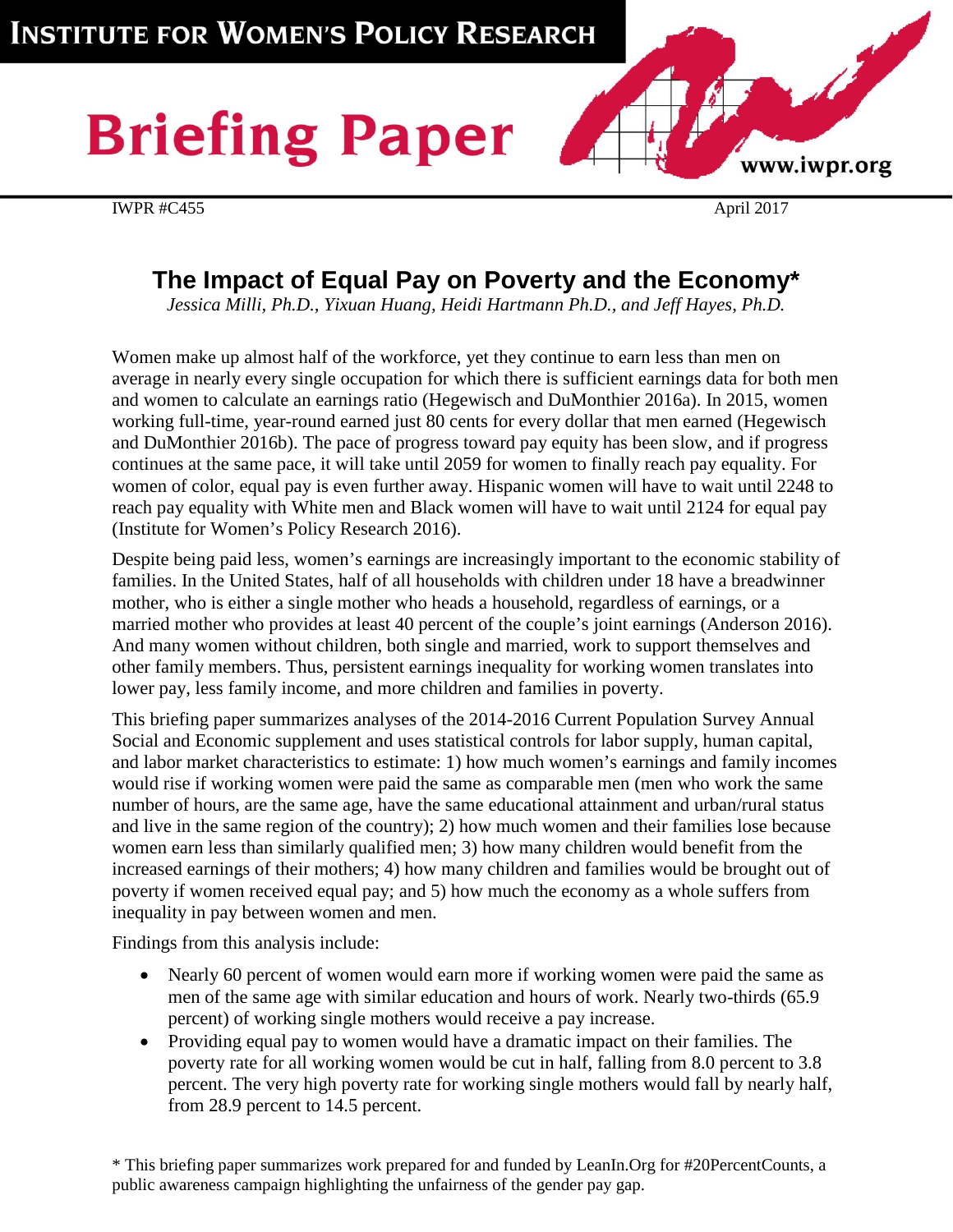INSTITUTE FOR WOMEN'S POLICY RESEARCH

# Briefing Paper

www.iwpr.org

IWPR #C455 April 2017

## The Impact of Equal Pay on Poverty and the Economy*

*Jessica Milli, Ph.D., Yixuan Huang, Heidi Hartmann Ph.D., and Jeff Hayes, Ph.D.*

Women make up almost half of the workforce, yet they continue to earn less than men on average in nearly every single occupation for which there is sufficient earnings data for both men and women to calculate an earnings ratio (Hegewisch and DuMonthier 2016a). In 2015, women working full-time, year-round earned just 80 cents for every dollar that men earned (Hegewisch and DuMonthier 2016b). The pace of progress toward pay equity has been slow, and if progress continues at the same pace, it will take until 2059 for women to finally reach pay equality. For women of color, equal pay is even further away. Hispanic women will have to wait until 2248 to reach pay equality with White men and Black women will have to wait until 2124 for equal pay (Institute for Women's Policy Research 2016).

Despite being paid less, women's earnings are increasingly important to the economic stability of families. In the United States, half of all households with children under 18 have a breadwinner mother, who is either a single mother who heads a household, regardless of earnings, or a married mother who provides at least 40 percent of the couple's joint earnings (Anderson 2016). And many women without children, both single and married, work to support themselves and other family members. Thus, persistent earnings inequality for working women translates into lower pay, less family income, and more children and families in poverty.

This briefing paper summarizes analyses of the 2014-2016 Current Population Survey Annual Social and Economic supplement and uses statistical controls for labor supply, human capital, and labor market characteristics to estimate: 1) how much women's earnings and family incomes would rise if working women were paid the same as comparable men (men who work the same number of hours, are the same age, have the same educational attainment and urban/rural status and live in the same region of the country); 2) how much women and their families lose because women earn less than similarly qualified men; 3) how many children would benefit from the increased earnings of their mothers; 4) how many children and families would be brought out of poverty if women received equal pay; and 5) how much the economy as a whole suffers from inequality in pay between women and men.

Findings from this analysis include:

- Nearly 60 percent of women would earn more if working women were paid the same as men of the same age with similar education and hours of work. Nearly two-thirds (65.9 percent) of working single mothers would receive a pay increase.
- Providing equal pay to women would have a dramatic impact on their families. The poverty rate for all working women would be cut in half, falling from 8.0 percent to 3.8 percent. The very high poverty rate for working single mothers would fall by nearly half, from 28.9 percent to 14.5 percent.

\* This briefing paper summarizes work prepared for and funded by LeanIn.Org for #20PercentCounts, a public awareness campaign highlighting the unfairness of the gender pay gap.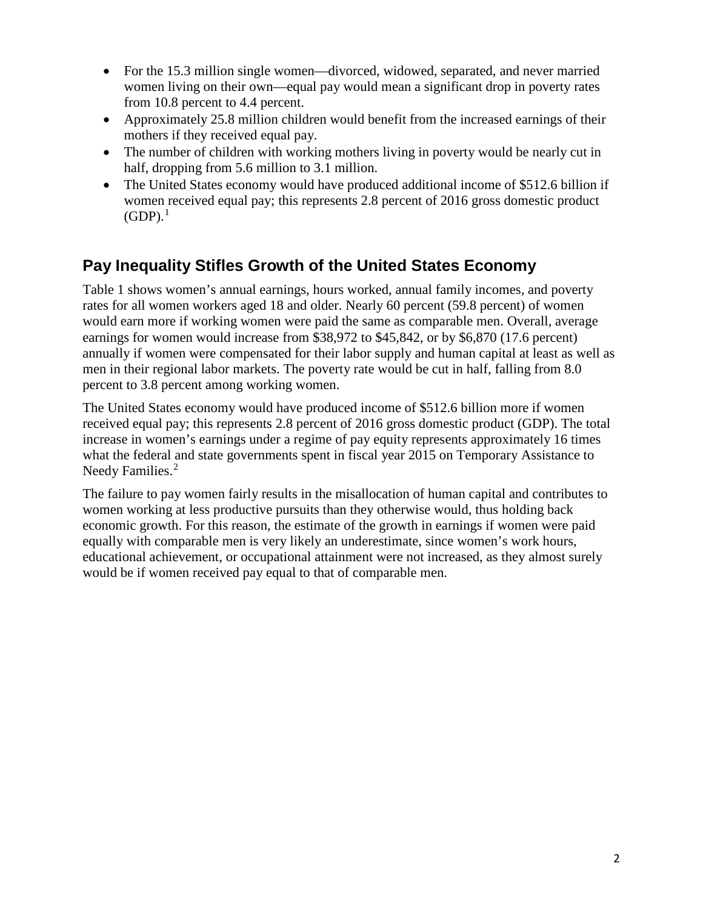- For the 15.3 million single women—divorced, widowed, separated, and never married women living on their own—equal pay would mean a significant drop in poverty rates from 10.8 percent to 4.4 percent.
- Approximately 25.8 million children would benefit from the increased earnings of their mothers if they received equal pay.
- The number of children with working mothers living in poverty would be nearly cut in half, dropping from 5.6 million to 3.1 million.
- The United States economy would have produced additional income of $512.6 billion if women received equal pay; this represents 2.8 percent of 2016 gross domestic product (GDP).[1]

## Pay Inequality Stifles Growth of the United States Economy

Table 1 shows women's annual earnings, hours worked, annual family incomes, and poverty rates for all women workers aged 18 and older. Nearly 60 percent (59.8 percent) of women would earn more if working women were paid the same as comparable men. Overall, average earnings for women would increase from $38,972 to $45,842, or by $6,870 (17.6 percent) annually if women were compensated for their labor supply and human capital at least as well as men in their regional labor markets. The poverty rate would be cut in half, falling from 8.0 percent to 3.8 percent among working women.

The United States economy would have produced income of $512.6 billion more if women received equal pay; this represents 2.8 percent of 2016 gross domestic product (GDP). The total increase in women's earnings under a regime of pay equity represents approximately 16 times what the federal and state governments spent in fiscal year 2015 on Temporary Assistance to Needy Families.[2]

The failure to pay women fairly results in the misallocation of human capital and contributes to women working at less productive pursuits than they otherwise would, thus holding back economic growth. For this reason, the estimate of the growth in earnings if women were paid equally with comparable men is very likely an underestimate, since women's work hours, educational achievement, or occupational attainment were not increased, as they almost surely would be if women received pay equal to that of comparable men.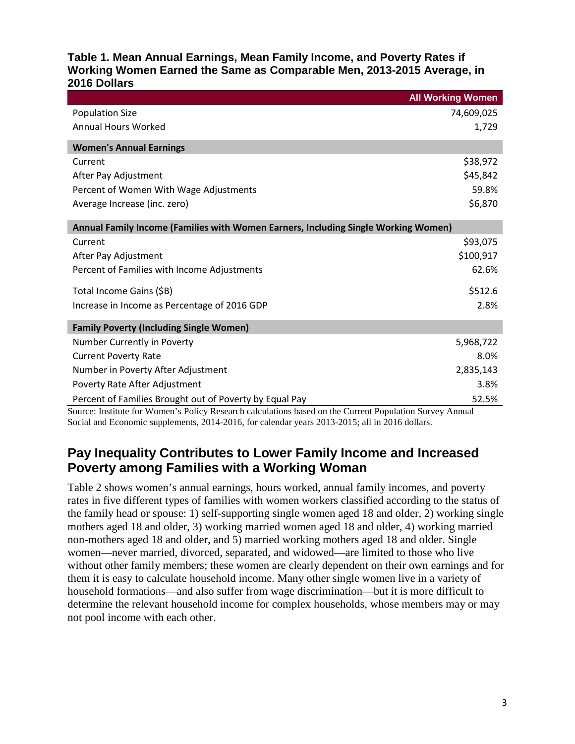**Table 1. Mean Annual Earnings, Mean Family Income, and Poverty Rates if Working Women Earned the Same as Comparable Men, 2013-2015 Average, in 2016 Dollars**

| | All Working Women |
|---|---|
| Population Size | 74,609,025 |
| Annual Hours Worked | 1,729 |
| **Women's Annual Earnings** | |
| Current | $38,972 |
| After Pay Adjustment | $45,842 |
| Percent of Women With Wage Adjustments | 59.8% |
| Average Increase (inc. zero) | $6,870 |
| **Annual Family Income (Families with Women Earners, Including Single Working Women)** | |
| Current | $93,075 |
| After Pay Adjustment | $100,917 |
| Percent of Families with Income Adjustments | 62.6% |
| Total Income Gains ($B) | $512.6 |
| Increase in Income as Percentage of 2016 GDP | 2.8% |
| **Family Poverty (Including Single Women)** | |
| Number Currently in Poverty | 5,968,722 |
| Current Poverty Rate | 8.0% |
| Number in Poverty After Adjustment | 2,835,143 |
| Poverty Rate After Adjustment | 3.8% |
| Percent of Families Brought out of Poverty by Equal Pay | 52.5% |

Source: Institute for Women's Policy Research calculations based on the Current Population Survey Annual Social and Economic supplements, 2014-2016, for calendar years 2013-2015; all in 2016 dollars.

## Pay Inequality Contributes to Lower Family Income and Increased Poverty among Families with a Working Woman

Table 2 shows women's annual earnings, hours worked, annual family incomes, and poverty rates in five different types of families with women workers classified according to the status of the family head or spouse: 1) self-supporting single women aged 18 and older, 2) working single mothers aged 18 and older, 3) working married women aged 18 and older, 4) working married non-mothers aged 18 and older, and 5) married working mothers aged 18 and older. Single women—never married, divorced, separated, and widowed—are limited to those who live without other family members; these women are clearly dependent on their own earnings and for them it is easy to calculate household income. Many other single women live in a variety of household formations—and also suffer from wage discrimination—but it is more difficult to determine the relevant household income for complex households, whose members may or may not pool income with each other.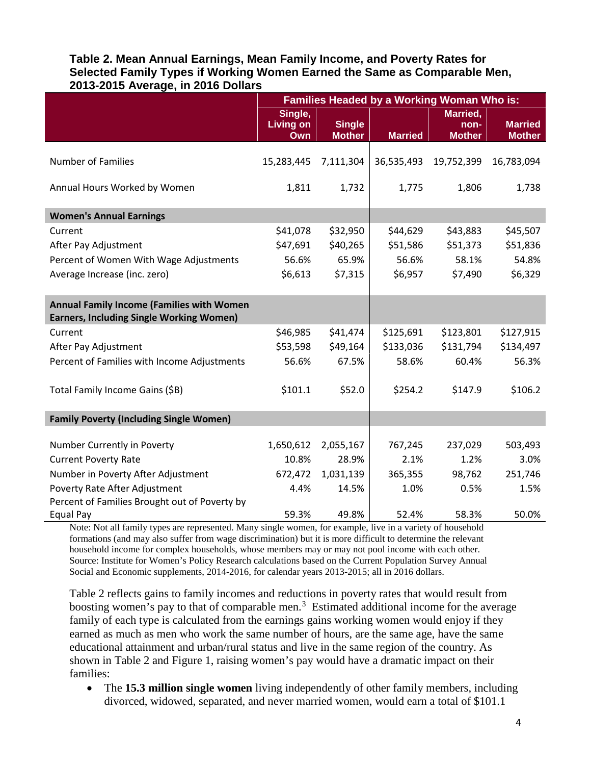**Table 2. Mean Annual Earnings, Mean Family Income, and Poverty Rates for Selected Family Types if Working Women Earned the Same as Comparable Men, 2013-2015 Average, in 2016 Dollars**

| | Families Headed by a Working Woman Who is: | | | | |
|---|---|---|---|---|---|
| | Single, Living on Own | Single Mother | Married | Married, non-Mother | Married Mother |
| Number of Families | 15,283,445 | 7,111,304 | 36,535,493 | 19,752,399 | 16,783,094 |
| Annual Hours Worked by Women | 1,811 | 1,732 | 1,775 | 1,806 | 1,738 |
| **Women's Annual Earnings** | | | | | |
| Current | $41,078 | $32,950 | $44,629 | $43,883 | $45,507 |
| After Pay Adjustment | $47,691 | $40,265 | $51,586 | $51,373 | $51,836 |
| Percent of Women With Wage Adjustments | 56.6% | 65.9% | 56.6% | 58.1% | 54.8% |
| Average Increase (inc. zero) | $6,613 | $7,315 | $6,957 | $7,490 | $6,329 |
| **Annual Family Income (Families with Women Earners, Including Single Working Women)** | | | | | |
| Current | $46,985 | $41,474 | $125,691 | $123,801 | $127,915 |
| After Pay Adjustment | $53,598 | $49,164 | $133,036 | $131,794 | $134,497 |
| Percent of Families with Income Adjustments | 56.6% | 67.5% | 58.6% | 60.4% | 56.3% |
| Total Family Income Gains ($B) | $101.1 | $52.0 | $254.2 | $147.9 | $106.2 |
| **Family Poverty (Including Single Women)** | | | | | |
| Number Currently in Poverty | 1,650,612 | 2,055,167 | 767,245 | 237,029 | 503,493 |
| Current Poverty Rate | 10.8% | 28.9% | 2.1% | 1.2% | 3.0% |
| Number in Poverty After Adjustment | 672,472 | 1,031,139 | 365,355 | 98,762 | 251,746 |
| Poverty Rate After Adjustment | 4.4% | 14.5% | 1.0% | 0.5% | 1.5% |
| Percent of Families Brought out of Poverty by Equal Pay | 59.3% | 49.8% | 52.4% | 58.3% | 50.0% |

Note: Not all family types are represented. Many single women, for example, live in a variety of household formations (and may also suffer from wage discrimination) but it is more difficult to determine the relevant household income for complex households, whose members may or may not pool income with each other. Source: Institute for Women's Policy Research calculations based on the Current Population Survey Annual Social and Economic supplements, 2014-2016, for calendar years 2013-2015; all in 2016 dollars.

Table 2 reflects gains to family incomes and reductions in poverty rates that would result from boosting women's pay to that of comparable men.[3] Estimated additional income for the average family of each type is calculated from the earnings gains working women would enjoy if they earned as much as men who work the same number of hours, are the same age, have the same educational attainment and urban/rural status and live in the same region of the country. As shown in Table 2 and Figure 1, raising women's pay would have a dramatic impact on their families:

- The **15.3 million single women** living independently of other family members, including divorced, widowed, separated, and never married women, would earn a total of $101.1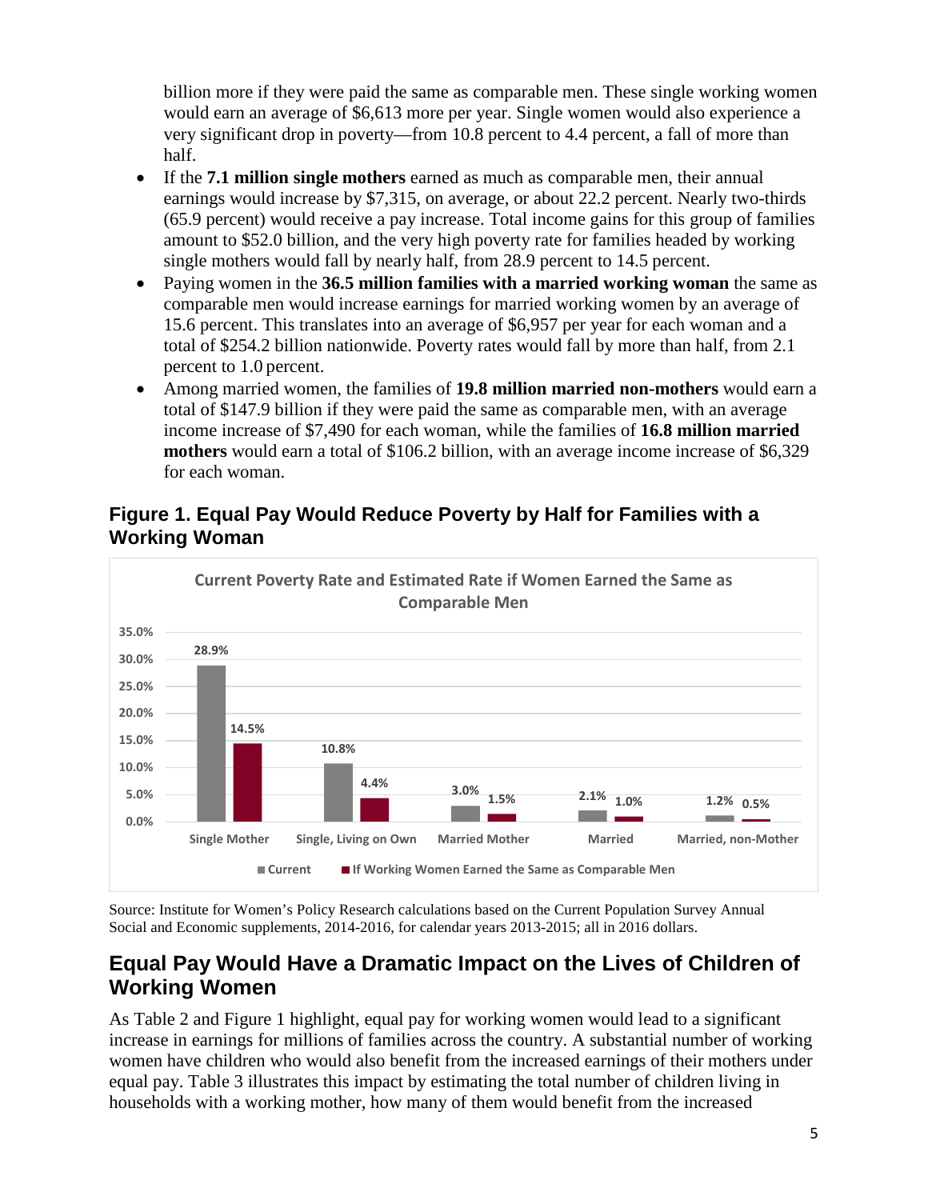billion more if they were paid the same as comparable men. These single working women would earn an average of $6,613 more per year. Single women would also experience a very significant drop in poverty—from 10.8 percent to 4.4 percent, a fall of more than half.

- If the **7.1 million single mothers** earned as much as comparable men, their annual earnings would increase by $7,315, on average, or about 22.2 percent. Nearly two-thirds (65.9 percent) would receive a pay increase. Total income gains for this group of families amount to $52.0 billion, and the very high poverty rate for families headed by working single mothers would fall by nearly half, from 28.9 percent to 14.5 percent.
- Paying women in the **36.5 million families with a married working woman** the same as comparable men would increase earnings for married working women by an average of 15.6 percent. This translates into an average of $6,957 per year for each woman and a total of $254.2 billion nationwide. Poverty rates would fall by more than half, from 2.1 percent to 1.0 percent.
- Among married women, the families of **19.8 million married non-mothers** would earn a total of $147.9 billion if they were paid the same as comparable men, with an average income increase of $7,490 for each woman, while the families of **16.8 million married mothers** would earn a total of $106.2 billion, with an average income increase of $6,329 for each woman.

## Figure 1. Equal Pay Would Reduce Poverty by Half for Families with a Working Woman

Current Poverty Rate and Estimated Rate if Women Earned the Same as Comparable Men

| | Current | If Working Women Earned the Same as Comparable Men |
|---|---|---|
| Single Mother | 28.9% | 14.5% |
| Single, Living on Own | 10.8% | 4.4% |
| Married Mother | 3.0% | 1.5% |
| Married | 2.1% | 1.0% |
| Married, non-Mother | 1.2% | 0.5% |

Source: Institute for Women's Policy Research calculations based on the Current Population Survey Annual Social and Economic supplements, 2014-2016, for calendar years 2013-2015; all in 2016 dollars.

## Equal Pay Would Have a Dramatic Impact on the Lives of Children of Working Women

As Table 2 and Figure 1 highlight, equal pay for working women would lead to a significant increase in earnings for millions of families across the country. A substantial number of working women have children who would also benefit from the increased earnings of their mothers under equal pay. Table 3 illustrates this impact by estimating the total number of children living in households with a working mother, how many of them would benefit from the increased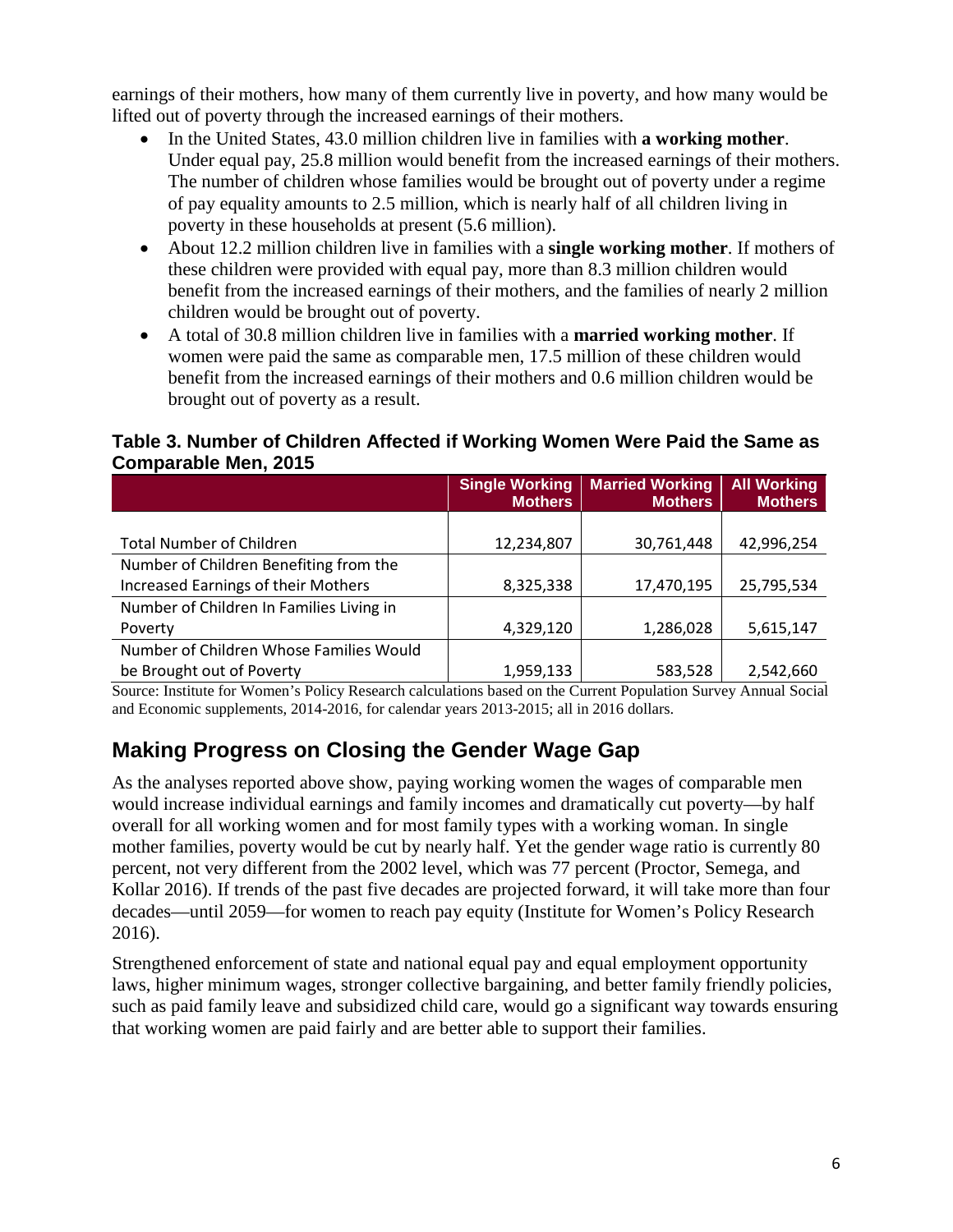earnings of their mothers, how many of them currently live in poverty, and how many would be lifted out of poverty through the increased earnings of their mothers.

- In the United States, 43.0 million children live in families with **a working mother**. Under equal pay, 25.8 million would benefit from the increased earnings of their mothers. The number of children whose families would be brought out of poverty under a regime of pay equality amounts to 2.5 million, which is nearly half of all children living in poverty in these households at present (5.6 million).
- About 12.2 million children live in families with a **single working mother**. If mothers of these children were provided with equal pay, more than 8.3 million children would benefit from the increased earnings of their mothers, and the families of nearly 2 million children would be brought out of poverty.
- A total of 30.8 million children live in families with a **married working mother**. If women were paid the same as comparable men, 17.5 million of these children would benefit from the increased earnings of their mothers and 0.6 million children would be brought out of poverty as a result.

**Table 3. Number of Children Affected if Working Women Were Paid the Same as Comparable Men, 2015**

| | Single Working Mothers | Married Working Mothers | All Working Mothers |
|---|---|---|---|
| Total Number of Children | 12,234,807 | 30,761,448 | 42,996,254 |
| Number of Children Benefiting from the Increased Earnings of their Mothers | 8,325,338 | 17,470,195 | 25,795,534 |
| Number of Children In Families Living in Poverty | 4,329,120 | 1,286,028 | 5,615,147 |
| Number of Children Whose Families Would be Brought out of Poverty | 1,959,133 | 583,528 | 2,542,660 |

Source: Institute for Women's Policy Research calculations based on the Current Population Survey Annual Social and Economic supplements, 2014-2016, for calendar years 2013-2015; all in 2016 dollars.

## Making Progress on Closing the Gender Wage Gap

As the analyses reported above show, paying working women the wages of comparable men would increase individual earnings and family incomes and dramatically cut poverty—by half overall for all working women and for most family types with a working woman. In single mother families, poverty would be cut by nearly half. Yet the gender wage ratio is currently 80 percent, not very different from the 2002 level, which was 77 percent (Proctor, Semega, and Kollar 2016). If trends of the past five decades are projected forward, it will take more than four decades—until 2059—for women to reach pay equity (Institute for Women's Policy Research 2016).

Strengthened enforcement of state and national equal pay and equal employment opportunity laws, higher minimum wages, stronger collective bargaining, and better family friendly policies, such as paid family leave and subsidized child care, would go a significant way towards ensuring that working women are paid fairly and are better able to support their families.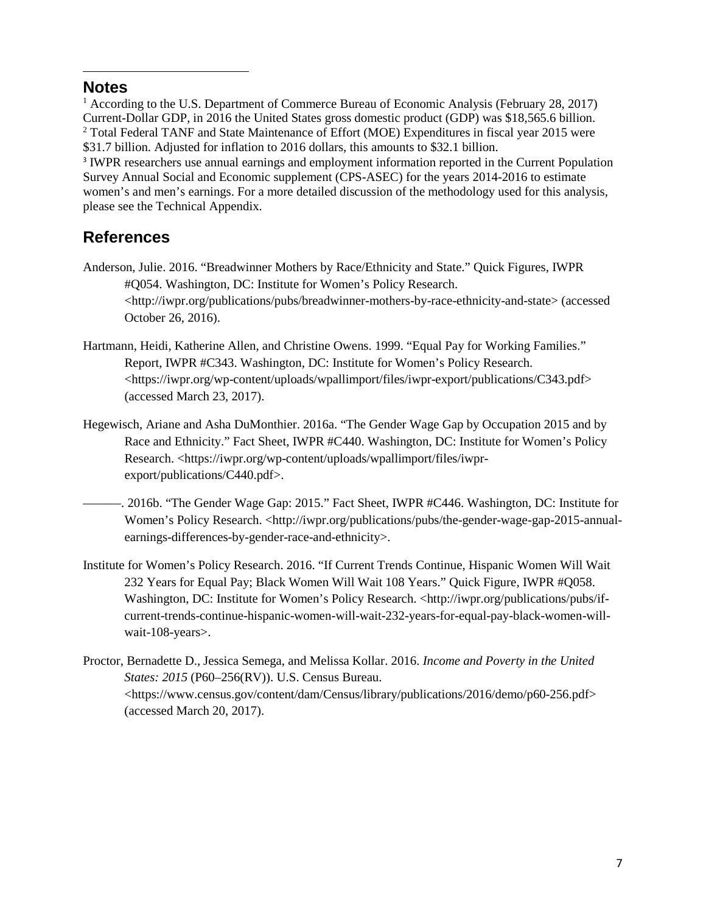## Notes

[1] According to the U.S. Department of Commerce Bureau of Economic Analysis (February 28, 2017) Current-Dollar GDP, in 2016 the United States gross domestic product (GDP) was $18,565.6 billion.
[2] Total Federal TANF and State Maintenance of Effort (MOE) Expenditures in fiscal year 2015 were $31.7 billion. Adjusted for inflation to 2016 dollars, this amounts to $32.1 billion.
[3] IWPR researchers use annual earnings and employment information reported in the Current Population Survey Annual Social and Economic supplement (CPS-ASEC) for the years 2014-2016 to estimate women's and men's earnings. For a more detailed discussion of the methodology used for this analysis, please see the Technical Appendix.

## References

Anderson, Julie. 2016. "Breadwinner Mothers by Race/Ethnicity and State." Quick Figures, IWPR #Q054. Washington, DC: Institute for Women's Policy Research. <http://iwpr.org/publications/pubs/breadwinner-mothers-by-race-ethnicity-and-state> (accessed October 26, 2016).

Hartmann, Heidi, Katherine Allen, and Christine Owens. 1999. "Equal Pay for Working Families." Report, IWPR #C343. Washington, DC: Institute for Women's Policy Research. <https://iwpr.org/wp-content/uploads/wpallimport/files/iwpr-export/publications/C343.pdf> (accessed March 23, 2017).

Hegewisch, Ariane and Asha DuMonthier. 2016a. "The Gender Wage Gap by Occupation 2015 and by Race and Ethnicity." Fact Sheet, IWPR #C440. Washington, DC: Institute for Women's Policy Research. <https://iwpr.org/wp-content/uploads/wpallimport/files/iwpr-export/publications/C440.pdf>.

———. 2016b. "The Gender Wage Gap: 2015." Fact Sheet, IWPR #C446. Washington, DC: Institute for Women's Policy Research. <http://iwpr.org/publications/pubs/the-gender-wage-gap-2015-annual-earnings-differences-by-gender-race-and-ethnicity>.

Institute for Women's Policy Research. 2016. "If Current Trends Continue, Hispanic Women Will Wait 232 Years for Equal Pay; Black Women Will Wait 108 Years." Quick Figure, IWPR #Q058. Washington, DC: Institute for Women's Policy Research. <http://iwpr.org/publications/pubs/if-current-trends-continue-hispanic-women-will-wait-232-years-for-equal-pay-black-women-will-wait-108-years>.

Proctor, Bernadette D., Jessica Semega, and Melissa Kollar. 2016. *Income and Poverty in the United States: 2015* (P60–256(RV)). U.S. Census Bureau. <https://www.census.gov/content/dam/Census/library/publications/2016/demo/p60-256.pdf> (accessed March 20, 2017).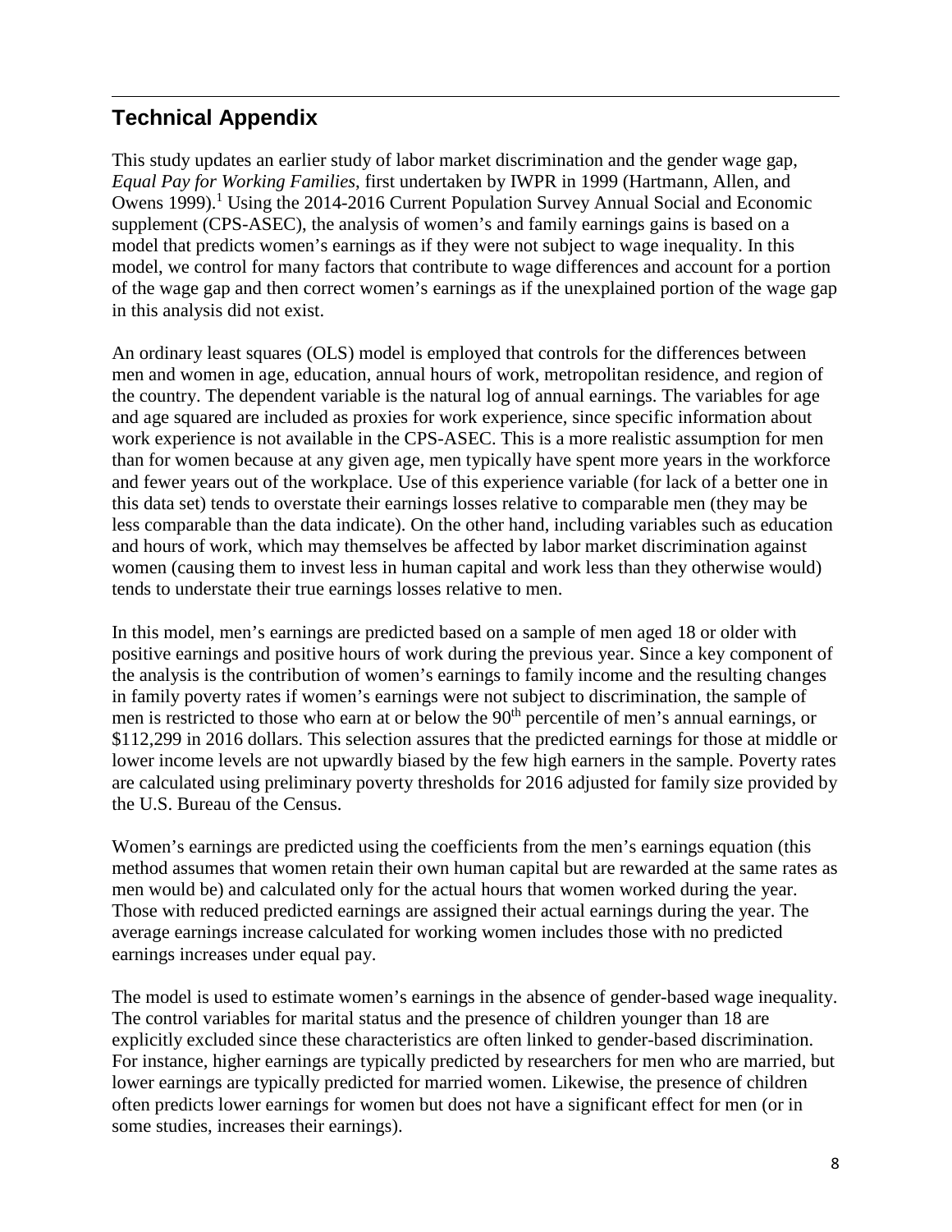## Technical Appendix

This study updates an earlier study of labor market discrimination and the gender wage gap, *Equal Pay for Working Families*, first undertaken by IWPR in 1999 (Hartmann, Allen, and Owens 1999).[1] Using the 2014-2016 Current Population Survey Annual Social and Economic supplement (CPS-ASEC), the analysis of women's and family earnings gains is based on a model that predicts women's earnings as if they were not subject to wage inequality. In this model, we control for many factors that contribute to wage differences and account for a portion of the wage gap and then correct women's earnings as if the unexplained portion of the wage gap in this analysis did not exist.

An ordinary least squares (OLS) model is employed that controls for the differences between men and women in age, education, annual hours of work, metropolitan residence, and region of the country. The dependent variable is the natural log of annual earnings. The variables for age and age squared are included as proxies for work experience, since specific information about work experience is not available in the CPS-ASEC. This is a more realistic assumption for men than for women because at any given age, men typically have spent more years in the workforce and fewer years out of the workplace. Use of this experience variable (for lack of a better one in this data set) tends to overstate their earnings losses relative to comparable men (they may be less comparable than the data indicate). On the other hand, including variables such as education and hours of work, which may themselves be affected by labor market discrimination against women (causing them to invest less in human capital and work less than they otherwise would) tends to understate their true earnings losses relative to men.

In this model, men's earnings are predicted based on a sample of men aged 18 or older with positive earnings and positive hours of work during the previous year. Since a key component of the analysis is the contribution of women's earnings to family income and the resulting changes in family poverty rates if women's earnings were not subject to discrimination, the sample of men is restricted to those who earn at or below the 90th percentile of men's annual earnings, or $112,299 in 2016 dollars. This selection assures that the predicted earnings for those at middle or lower income levels are not upwardly biased by the few high earners in the sample. Poverty rates are calculated using preliminary poverty thresholds for 2016 adjusted for family size provided by the U.S. Bureau of the Census.

Women's earnings are predicted using the coefficients from the men's earnings equation (this method assumes that women retain their own human capital but are rewarded at the same rates as men would be) and calculated only for the actual hours that women worked during the year. Those with reduced predicted earnings are assigned their actual earnings during the year. The average earnings increase calculated for working women includes those with no predicted earnings increases under equal pay.

The model is used to estimate women's earnings in the absence of gender-based wage inequality. The control variables for marital status and the presence of children younger than 18 are explicitly excluded since these characteristics are often linked to gender-based discrimination. For instance, higher earnings are typically predicted by researchers for men who are married, but lower earnings are typically predicted for married women. Likewise, the presence of children often predicts lower earnings for women but does not have a significant effect for men (or in some studies, increases their earnings).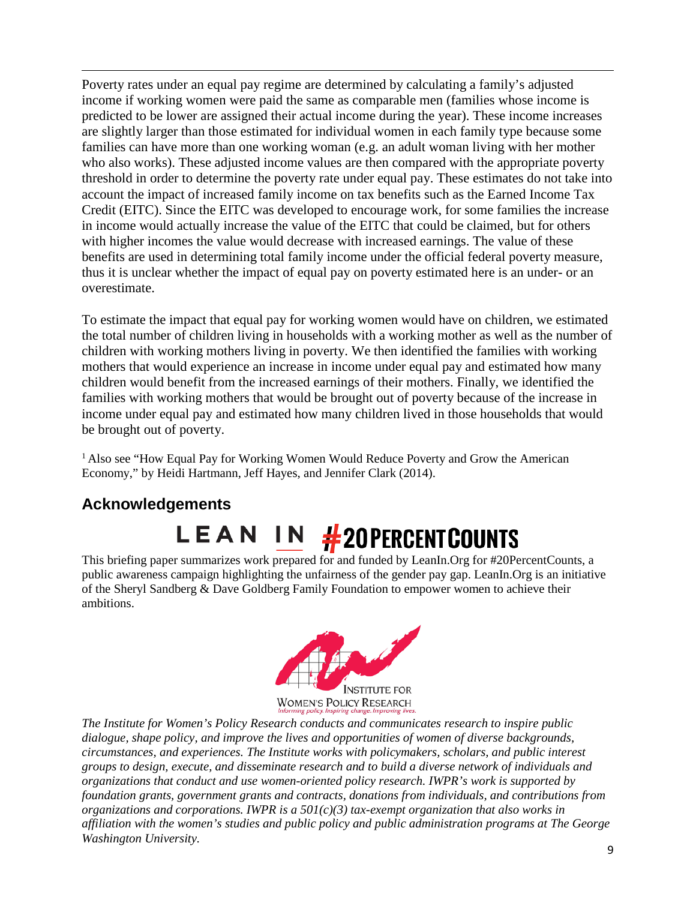Poverty rates under an equal pay regime are determined by calculating a family's adjusted income if working women were paid the same as comparable men (families whose income is predicted to be lower are assigned their actual income during the year). These income increases are slightly larger than those estimated for individual women in each family type because some families can have more than one working woman (e.g. an adult woman living with her mother who also works). These adjusted income values are then compared with the appropriate poverty threshold in order to determine the poverty rate under equal pay. These estimates do not take into account the impact of increased family income on tax benefits such as the Earned Income Tax Credit (EITC). Since the EITC was developed to encourage work, for some families the increase in income would actually increase the value of the EITC that could be claimed, but for others with higher incomes the value would decrease with increased earnings. The value of these benefits are used in determining total family income under the official federal poverty measure, thus it is unclear whether the impact of equal pay on poverty estimated here is an under- or an overestimate.

To estimate the impact that equal pay for working women would have on children, we estimated the total number of children living in households with a working mother as well as the number of children with working mothers living in poverty. We then identified the families with working mothers that would experience an increase in income under equal pay and estimated how many children would benefit from the increased earnings of their mothers. Finally, we identified the families with working mothers that would be brought out of poverty because of the increase in income under equal pay and estimated how many children lived in those households that would be brought out of poverty.

[1] Also see "How Equal Pay for Working Women Would Reduce Poverty and Grow the American Economy," by Heidi Hartmann, Jeff Hayes, and Jennifer Clark (2014).

## Acknowledgements

LEAN IN #20PERCENTCOUNTS

This briefing paper summarizes work prepared for and funded by LeanIn.Org for #20PercentCounts, a public awareness campaign highlighting the unfairness of the gender pay gap. LeanIn.Org is an initiative of the Sheryl Sandberg & Dave Goldberg Family Foundation to empower women to achieve their ambitions.

INSTITUTE FOR WOMEN'S POLICY RESEARCH
Informing policy. Inspiring change. Improving lives.

*The Institute for Women's Policy Research conducts and communicates research to inspire public dialogue, shape policy, and improve the lives and opportunities of women of diverse backgrounds, circumstances, and experiences. The Institute works with policymakers, scholars, and public interest groups to design, execute, and disseminate research and to build a diverse network of individuals and organizations that conduct and use women-oriented policy research. IWPR's work is supported by foundation grants, government grants and contracts, donations from individuals, and contributions from organizations and corporations. IWPR is a 501(c)(3) tax-exempt organization that also works in affiliation with the women's studies and public policy and public administration programs at The George Washington University.*